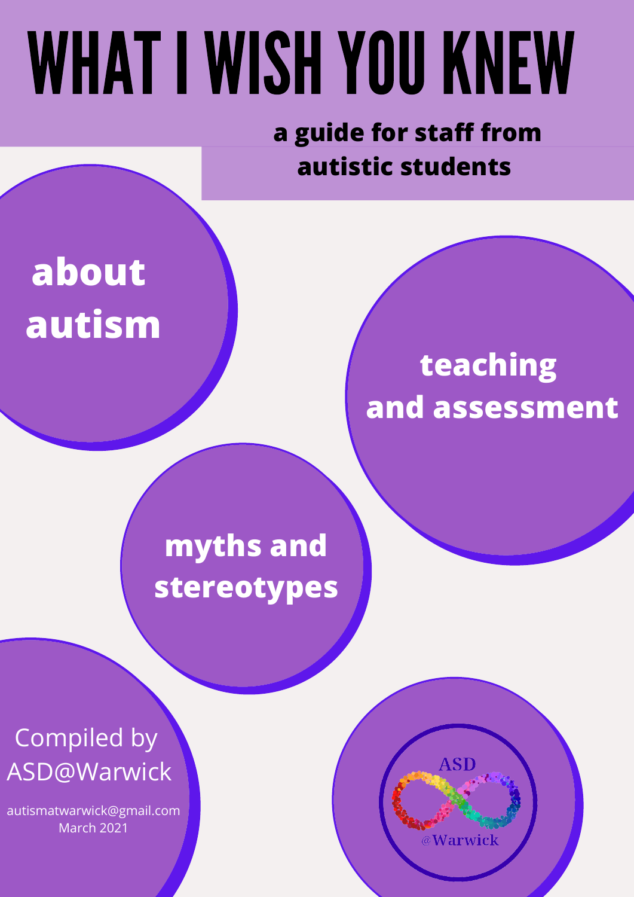# WHAT I WISH YOU KNEW

**a guide for staff from autistic students**

**about autism**

**teaching and assessment**

**myths and stereotypes**

Compiled by ASD@Warwick

autismatwarwick@gmail.com
March 2021

ASD @Warwick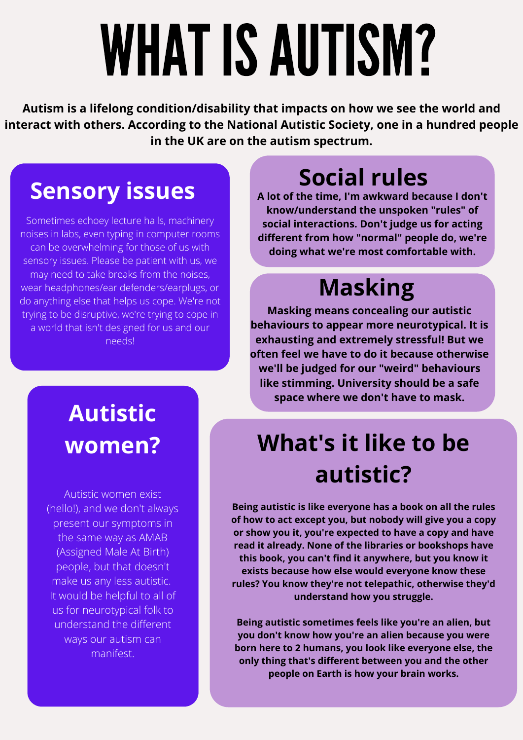# WHAT IS AUTISM?

**Autism is a lifelong condition/disability that impacts on how we see the world and interact with others. According to the National Autistic Society, one in a hundred people in the UK are on the autism spectrum.**

## Sensory issues

Sometimes echoey lecture halls, machinery noises in labs, even typing in computer rooms can be overwhelming for those of us with sensory issues. Please be patient with us, we may need to take breaks from the noises, wear headphones/ear defenders/earplugs, or do anything else that helps us cope. We're not trying to be disruptive, we're trying to cope in a world that isn't designed for us and our needs!

## Social rules

**A lot of the time, I'm awkward because I don't know/understand the unspoken "rules" of social interactions. Don't judge us for acting different from how "normal" people do, we're doing what we're most comfortable with.**

## Masking

**Masking means concealing our autistic behaviours to appear more neurotypical. It is exhausting and extremely stressful! But we often feel we have to do it because otherwise we'll be judged for our "weird" behaviours like stimming. University should be a safe space where we don't have to mask.**

## Autistic women?

Autistic women exist (hello!), and we don't always present our symptoms in the same way as AMAB (Assigned Male At Birth) people, but that doesn't make us any less autistic. It would be helpful to all of us for neurotypical folk to understand the different ways our autism can manifest.

## What's it like to be autistic?

**Being autistic is like everyone has a book on all the rules of how to act except you, but nobody will give you a copy or show you it, you're expected to have a copy and have read it already. None of the libraries or bookshops have this book, you can't find it anywhere, but you know it exists because how else would everyone know these rules? You know they're not telepathic, otherwise they'd understand how you struggle.**

**Being autistic sometimes feels like you're an alien, but you don't know how you're an alien because you were born here to 2 humans, you look like everyone else, the only thing that's different between you and the other people on Earth is how your brain works.**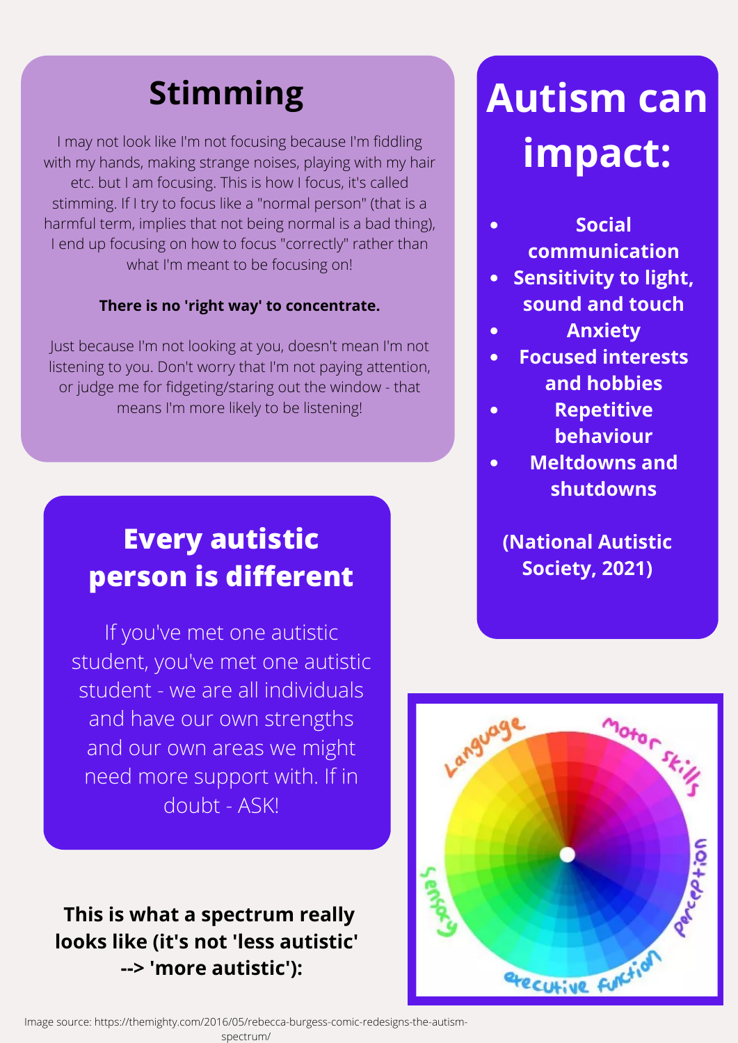## Stimming

I may not look like I'm not focusing because I'm fiddling with my hands, making strange noises, playing with my hair etc. but I am focusing. This is how I focus, it's called stimming. If I try to focus like a "normal person" (that is a harmful term, implies that not being normal is a bad thing), I end up focusing on how to focus "correctly" rather than what I'm meant to be focusing on!

**There is no 'right way' to concentrate.**

Just because I'm not looking at you, doesn't mean I'm not listening to you. Don't worry that I'm not paying attention, or judge me for fidgeting/staring out the window - that means I'm more likely to be listening!

## Autism can impact:

- **Social communication**
- **Sensitivity to light, sound and touch**
- **Anxiety**
- **Focused interests and hobbies**
- **Repetitive behaviour**
- **Meltdowns and shutdowns**

**(National Autistic Society, 2021)**

## Every autistic person is different

If you've met one autistic student, you've met one autistic student - we are all individuals and have our own strengths and our own areas we might need more support with. If in doubt - ASK!

**This is what a spectrum really looks like (it's not 'less autistic' --> 'more autistic'):**

Language · Motor skills · Perception · executive function · Sensory

Image source: https://themighty.com/2016/05/rebecca-burgess-comic-redesigns-the-autism-spectrum/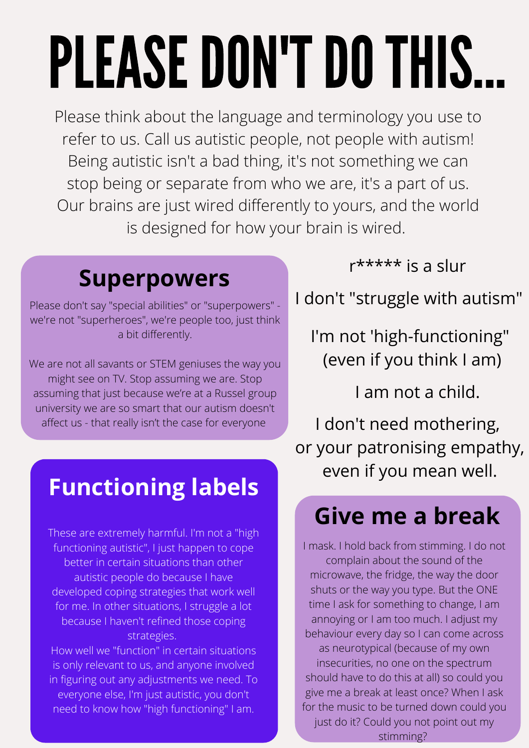# PLEASE DON'T DO THIS...

Please think about the language and terminology you use to refer to us. Call us autistic people, not people with autism! Being autistic isn't a bad thing, it's not something we can stop being or separate from who we are, it's a part of us. Our brains are just wired differently to yours, and the world is designed for how your brain is wired.

## Superpowers

Please don't say "special abilities" or "superpowers" - we're not "superheroes", we're people too, just think a bit differently.

We are not all savants or STEM geniuses the way you might see on TV. Stop assuming we are. Stop assuming that just because we're at a Russel group university we are so smart that our autism doesn't affect us - that really isn't the case for everyone

## Functioning labels

These are extremely harmful. I'm not a "high functioning autistic", I just happen to cope better in certain situations than other autistic people do because I have developed coping strategies that work well for me. In other situations, I struggle a lot because I haven't refined those coping strategies.

How well we "function" in certain situations is only relevant to us, and anyone involved in figuring out any adjustments we need. To everyone else, I'm just autistic, you don't need to know how "high functioning" I am.

r***** is a slur

I don't "struggle with autism"

I'm not 'high-functioning" (even if you think I am)

I am not a child.

I don't need mothering, or your patronising empathy, even if you mean well.

## Give me a break

I mask. I hold back from stimming. I do not complain about the sound of the microwave, the fridge, the way the door shuts or the way you type. But the ONE time I ask for something to change, I am annoying or I am too much. I adjust my behaviour every day so I can come across as neurotypical (because of my own insecurities, no one on the spectrum should have to do this at all) so could you give me a break at least once? When I ask for the music to be turned down could you just do it? Could you not point out my stimming?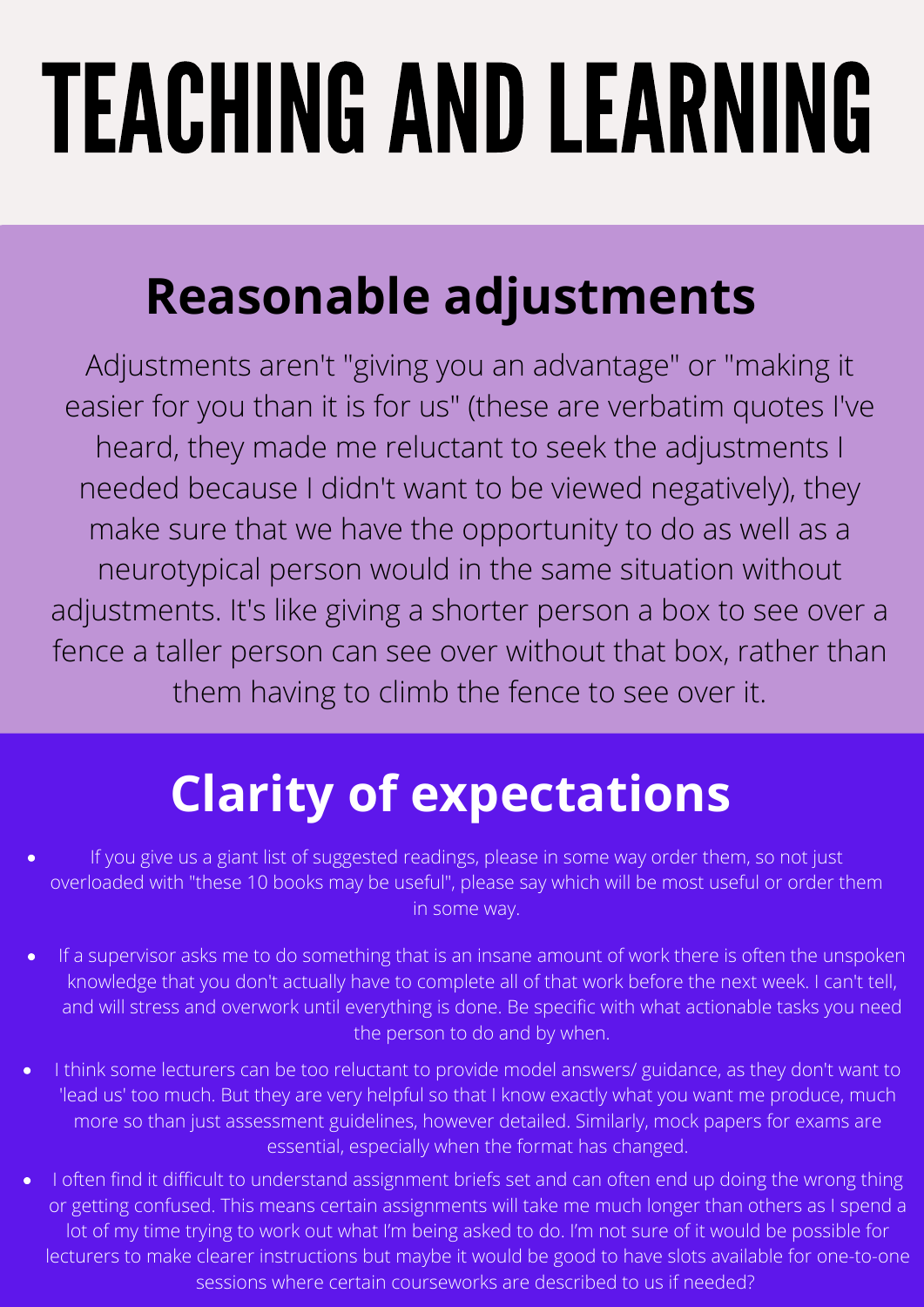# TEACHING AND LEARNING

## Reasonable adjustments

Adjustments aren't "giving you an advantage" or "making it easier for you than it is for us" (these are verbatim quotes I've heard, they made me reluctant to seek the adjustments I needed because I didn't want to be viewed negatively), they make sure that we have the opportunity to do as well as a neurotypical person would in the same situation without adjustments. It's like giving a shorter person a box to see over a fence a taller person can see over without that box, rather than them having to climb the fence to see over it.

## Clarity of expectations

- If you give us a giant list of suggested readings, please in some way order them, so not just overloaded with "these 10 books may be useful", please say which will be most useful or order them in some way.
- If a supervisor asks me to do something that is an insane amount of work there is often the unspoken knowledge that you don't actually have to complete all of that work before the next week. I can't tell, and will stress and overwork until everything is done. Be specific with what actionable tasks you need the person to do and by when.
- I think some lecturers can be too reluctant to provide model answers/ guidance, as they don't want to 'lead us' too much. But they are very helpful so that I know exactly what you want me produce, much more so than just assessment guidelines, however detailed. Similarly, mock papers for exams are essential, especially when the format has changed.
- I often find it difficult to understand assignment briefs set and can often end up doing the wrong thing or getting confused. This means certain assignments will take me much longer than others as I spend a lot of my time trying to work out what I'm being asked to do. I'm not sure of it would be possible for lecturers to make clearer instructions but maybe it would be good to have slots available for one-to-one sessions where certain courseworks are described to us if needed?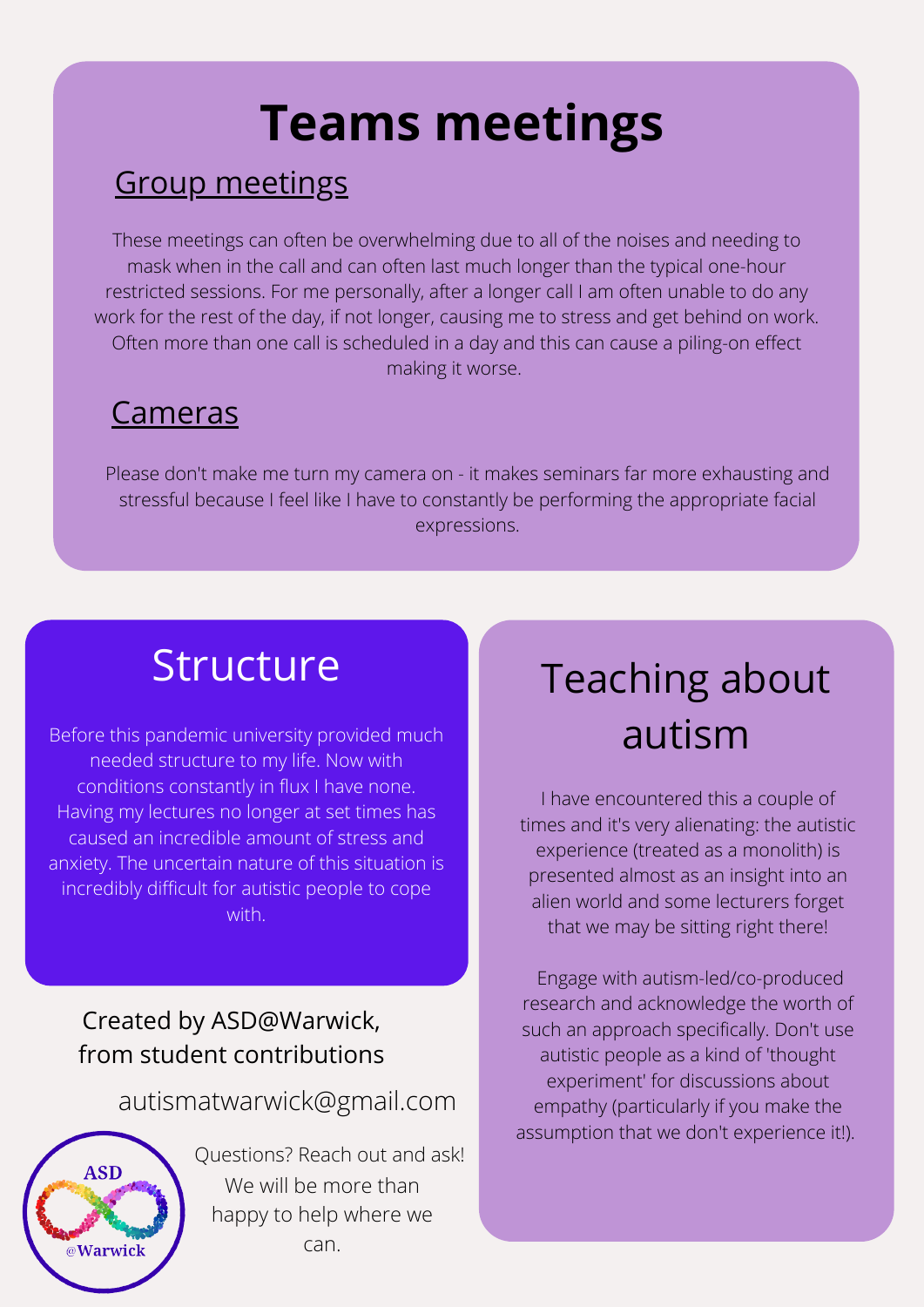# Teams meetings

## Group meetings

These meetings can often be overwhelming due to all of the noises and needing to mask when in the call and can often last much longer than the typical one-hour restricted sessions. For me personally, after a longer call I am often unable to do any work for the rest of the day, if not longer, causing me to stress and get behind on work. Often more than one call is scheduled in a day and this can cause a piling-on effect making it worse.

## Cameras

Please don't make me turn my camera on - it makes seminars far more exhausting and stressful because I feel like I have to constantly be performing the appropriate facial expressions.

# Structure

Before this pandemic university provided much needed structure to my life. Now with conditions constantly in flux I have none. Having my lectures no longer at set times has caused an incredible amount of stress and anxiety. The uncertain nature of this situation is incredibly difficult for autistic people to cope with.

# Teaching about autism

I have encountered this a couple of times and it's very alienating: the autistic experience (treated as a monolith) is presented almost as an insight into an alien world and some lecturers forget that we may be sitting right there!

Engage with autism-led/co-produced research and acknowledge the worth of such an approach specifically. Don't use autistic people as a kind of 'thought experiment' for discussions about empathy (particularly if you make the assumption that we don't experience it!).

Created by ASD@Warwick, from student contributions

autismatwarwick@gmail.com

ASD @Warwick

Questions? Reach out and ask! We will be more than happy to help where we can.